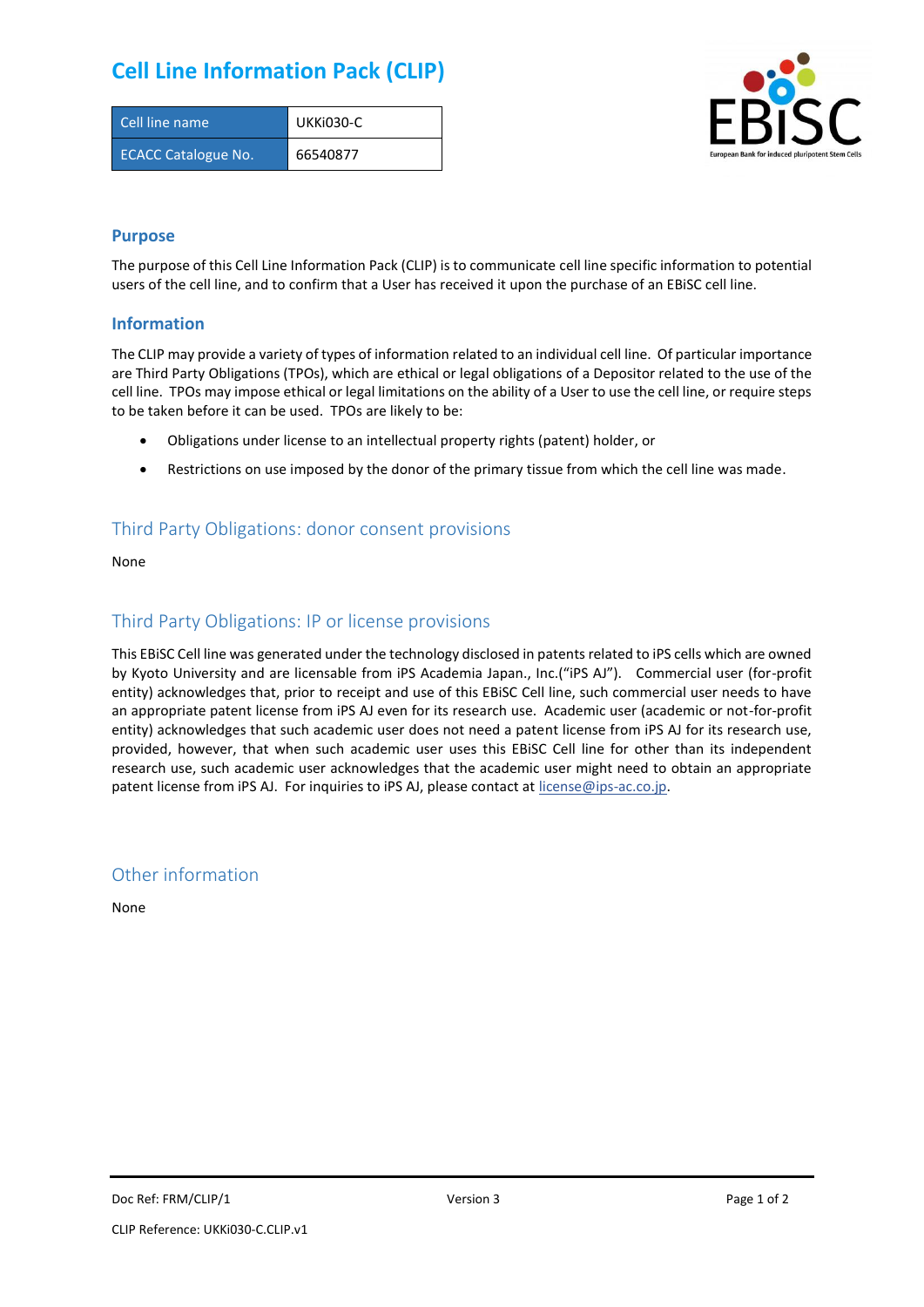# Cell Line Information Pack (CLIP)

| Cell line name | UKKi030-C |
| --- | --- |
| ECACC Catalogue No. | 66540877 |

## Purpose

The purpose of this Cell Line Information Pack (CLIP) is to communicate cell line specific information to potential users of the cell line, and to confirm that a User has received it upon the purchase of an EBiSC cell line.

## Information

The CLIP may provide a variety of types of information related to an individual cell line. Of particular importance are Third Party Obligations (TPOs), which are ethical or legal obligations of a Depositor related to the use of the cell line. TPOs may impose ethical or legal limitations on the ability of a User to use the cell line, or require steps to be taken before it can be used. TPOs are likely to be:

- Obligations under license to an intellectual property rights (patent) holder, or
- Restrictions on use imposed by the donor of the primary tissue from which the cell line was made.

## Third Party Obligations: donor consent provisions

None

## Third Party Obligations: IP or license provisions

This EBiSC Cell line was generated under the technology disclosed in patents related to iPS cells which are owned by Kyoto University and are licensable from iPS Academia Japan., Inc.("iPS AJ"). Commercial user (for-profit entity) acknowledges that, prior to receipt and use of this EBiSC Cell line, such commercial user needs to have an appropriate patent license from iPS AJ even for its research use. Academic user (academic or not-for-profit entity) acknowledges that such academic user does not need a patent license from iPS AJ for its research use, provided, however, that when such academic user uses this EBiSC Cell line for other than its independent research use, such academic user acknowledges that the academic user might need to obtain an appropriate patent license from iPS AJ. For inquiries to iPS AJ, please contact at license@ips-ac.co.jp.

## Other information

None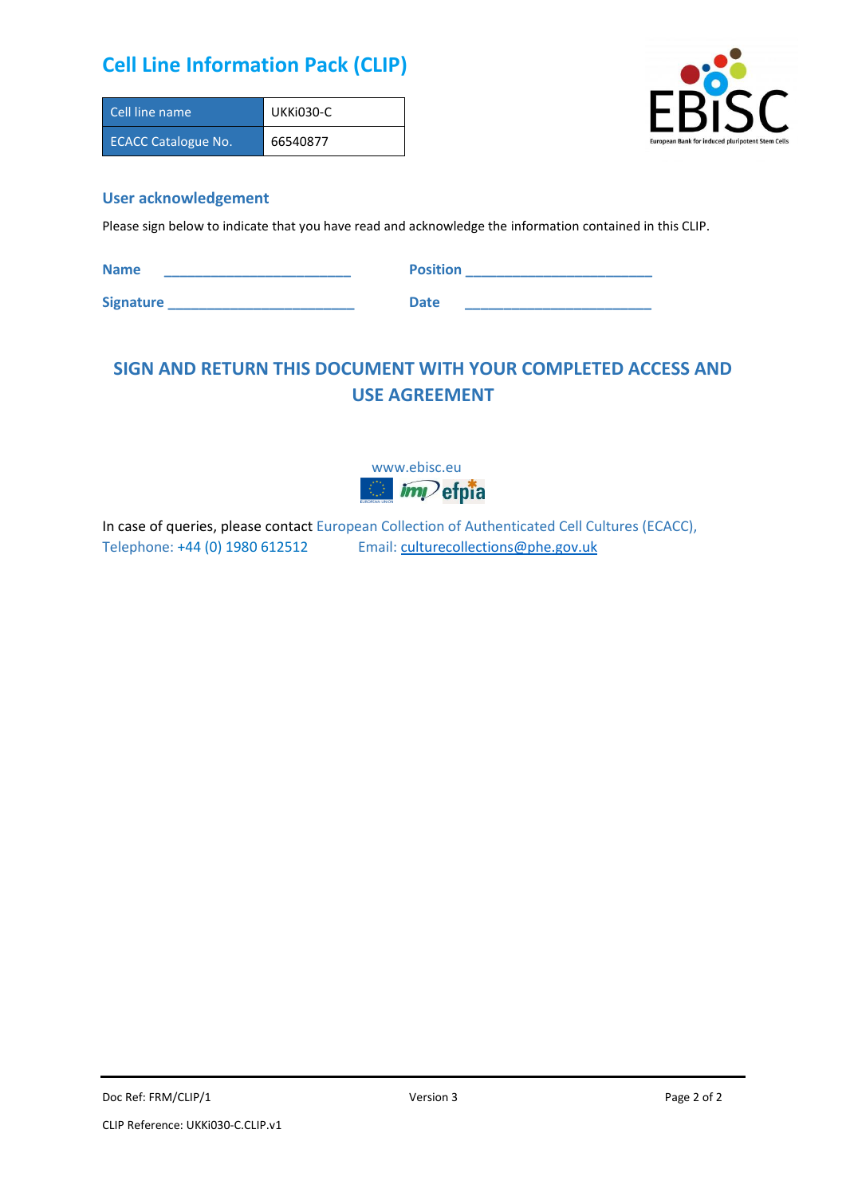# Cell Line Information Pack (CLIP)

| | |
|---|---|
| Cell line name | UKKi030-C |
| ECACC Catalogue No. | 66540877 |

## User acknowledgement

Please sign below to indicate that you have read and acknowledge the information contained in this CLIP.

**Name** ________________________ **Position** ________________________

**Signature** ________________________ **Date** ________________________

## SIGN AND RETURN THIS DOCUMENT WITH YOUR COMPLETED ACCESS AND USE AGREEMENT

www.ebisc.eu

In case of queries, please contact European Collection of Authenticated Cell Cultures (ECACC), Telephone: +44 (0) 1980 612512 Email: culturecollections@phe.gov.uk

Doc Ref: FRM/CLIP/1 Version 3

CLIP Reference: UKKi030-C.CLIP.v1